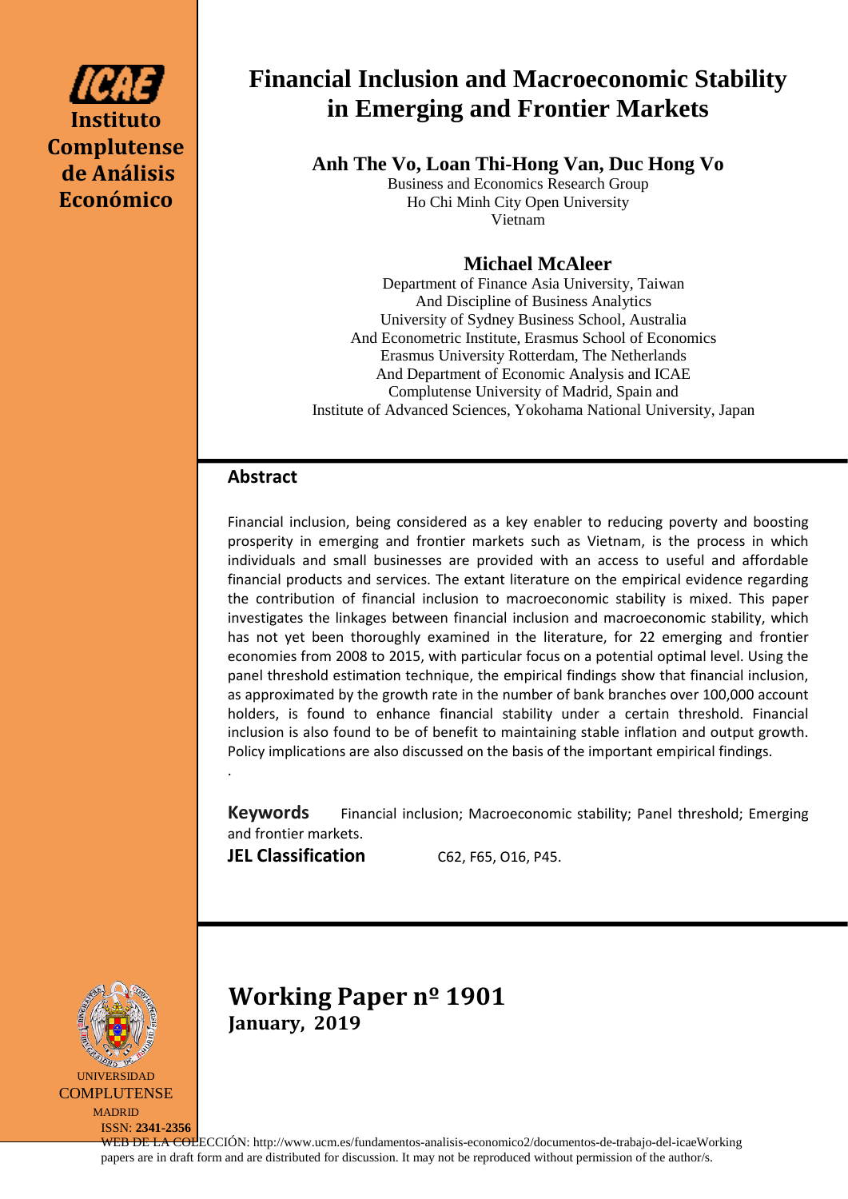ICAE
**Instituto Complutense de Análisis Económico**

# Financial Inclusion and Macroeconomic Stability in Emerging and Frontier Markets

**Anh The Vo, Loan Thi-Hong Van, Duc Hong Vo**

Business and Economics Research Group
Ho Chi Minh City Open University
Vietnam

**Michael McAleer**

Department of Finance Asia University, Taiwan
And Discipline of Business Analytics
University of Sydney Business School, Australia
And Econometric Institute, Erasmus School of Economics
Erasmus University Rotterdam, The Netherlands
And Department of Economic Analysis and ICAE
Complutense University of Madrid, Spain and
Institute of Advanced Sciences, Yokohama National University, Japan

## Abstract

Financial inclusion, being considered as a key enabler to reducing poverty and boosting prosperity in emerging and frontier markets such as Vietnam, is the process in which individuals and small businesses are provided with an access to useful and affordable financial products and services. The extant literature on the empirical evidence regarding the contribution of financial inclusion to macroeconomic stability is mixed. This paper investigates the linkages between financial inclusion and macroeconomic stability, which has not yet been thoroughly examined in the literature, for 22 emerging and frontier economies from 2008 to 2015, with particular focus on a potential optimal level. Using the panel threshold estimation technique, the empirical findings show that financial inclusion, as approximated by the growth rate in the number of bank branches over 100,000 account holders, is found to enhance financial stability under a certain threshold. Financial inclusion is also found to be of benefit to maintaining stable inflation and output growth. Policy implications are also discussed on the basis of the important empirical findings.

.

**Keywords** Financial inclusion; Macroeconomic stability; Panel threshold; Emerging and frontier markets.

**JEL Classification** C62, F65, O16, P45.

## Working Paper nº 1901
**January, 2019**

UNIVERSIDAD COMPLUTENSE MADRID

ISSN: **2341-2356**

WEB DE LA COLECCIÓN: http://www.ucm.es/fundamentos-analisis-economico2/documentos-de-trabajo-del-icaeWorking papers are in draft form and are distributed for discussion. It may not be reproduced without permission of the author/s.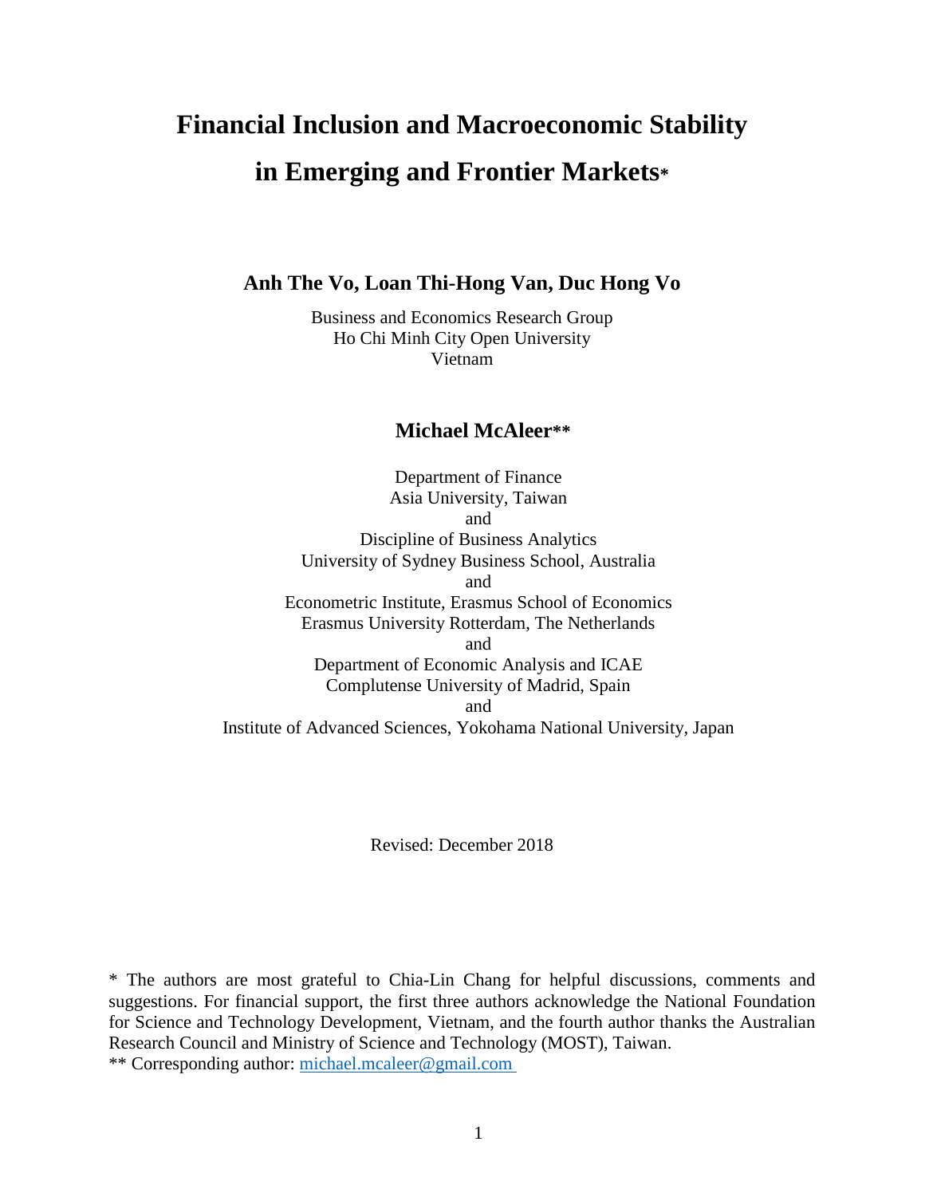# Financial Inclusion and Macroeconomic Stability in Emerging and Frontier Markets*

**Anh The Vo, Loan Thi-Hong Van, Duc Hong Vo**

Business and Economics Research Group
Ho Chi Minh City Open University
Vietnam

**Michael McAleer****

Department of Finance
Asia University, Taiwan
and
Discipline of Business Analytics
University of Sydney Business School, Australia
and
Econometric Institute, Erasmus School of Economics
Erasmus University Rotterdam, The Netherlands
and
Department of Economic Analysis and ICAE
Complutense University of Madrid, Spain
and
Institute of Advanced Sciences, Yokohama National University, Japan

Revised: December 2018

\* The authors are most grateful to Chia-Lin Chang for helpful discussions, comments and suggestions. For financial support, the first three authors acknowledge the National Foundation for Science and Technology Development, Vietnam, and the fourth author thanks the Australian Research Council and Ministry of Science and Technology (MOST), Taiwan.

** Corresponding author: michael.mcaleer@gmail.com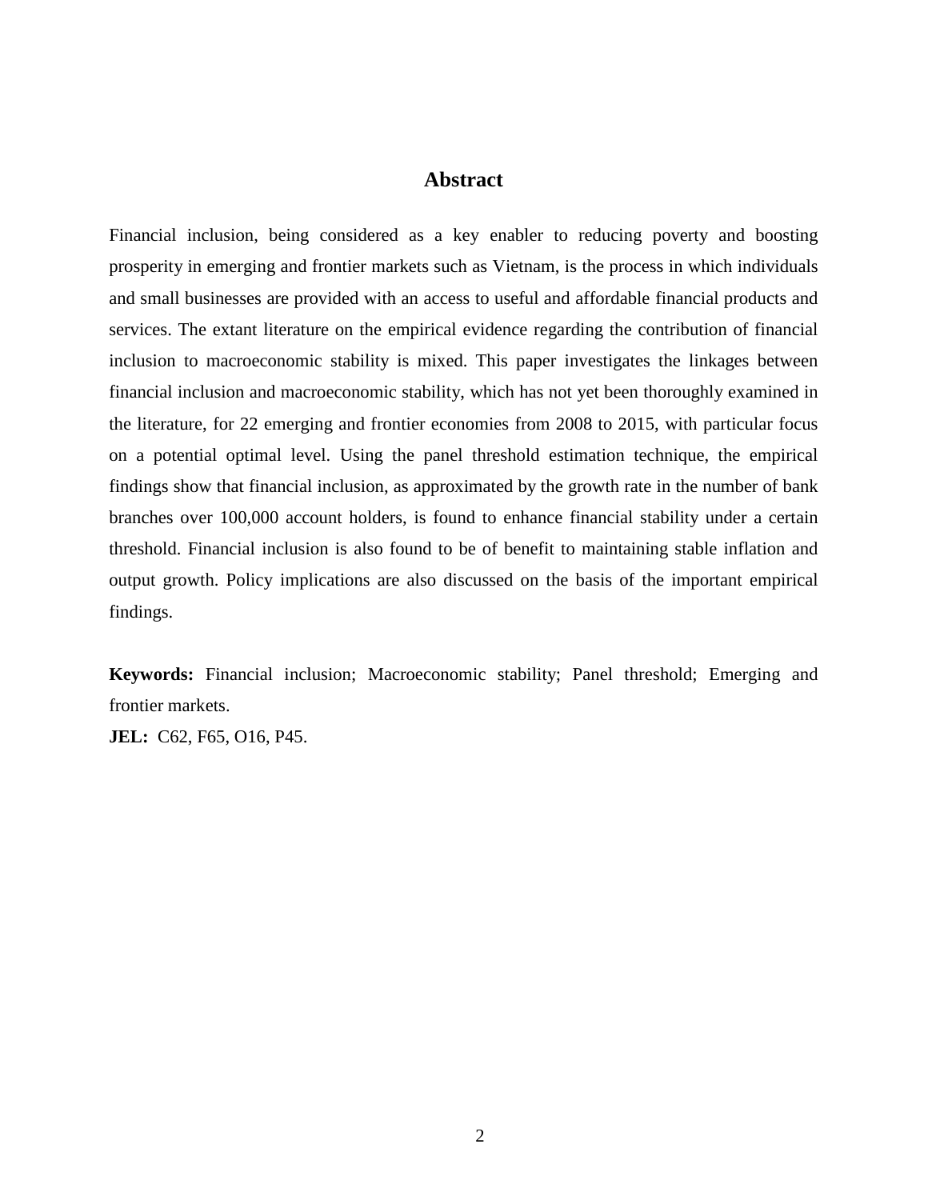## Abstract

Financial inclusion, being considered as a key enabler to reducing poverty and boosting prosperity in emerging and frontier markets such as Vietnam, is the process in which individuals and small businesses are provided with an access to useful and affordable financial products and services. The extant literature on the empirical evidence regarding the contribution of financial inclusion to macroeconomic stability is mixed. This paper investigates the linkages between financial inclusion and macroeconomic stability, which has not yet been thoroughly examined in the literature, for 22 emerging and frontier economies from 2008 to 2015, with particular focus on a potential optimal level. Using the panel threshold estimation technique, the empirical findings show that financial inclusion, as approximated by the growth rate in the number of bank branches over 100,000 account holders, is found to enhance financial stability under a certain threshold. Financial inclusion is also found to be of benefit to maintaining stable inflation and output growth. Policy implications are also discussed on the basis of the important empirical findings.

**Keywords:** Financial inclusion; Macroeconomic stability; Panel threshold; Emerging and frontier markets.

**JEL:** C62, F65, O16, P45.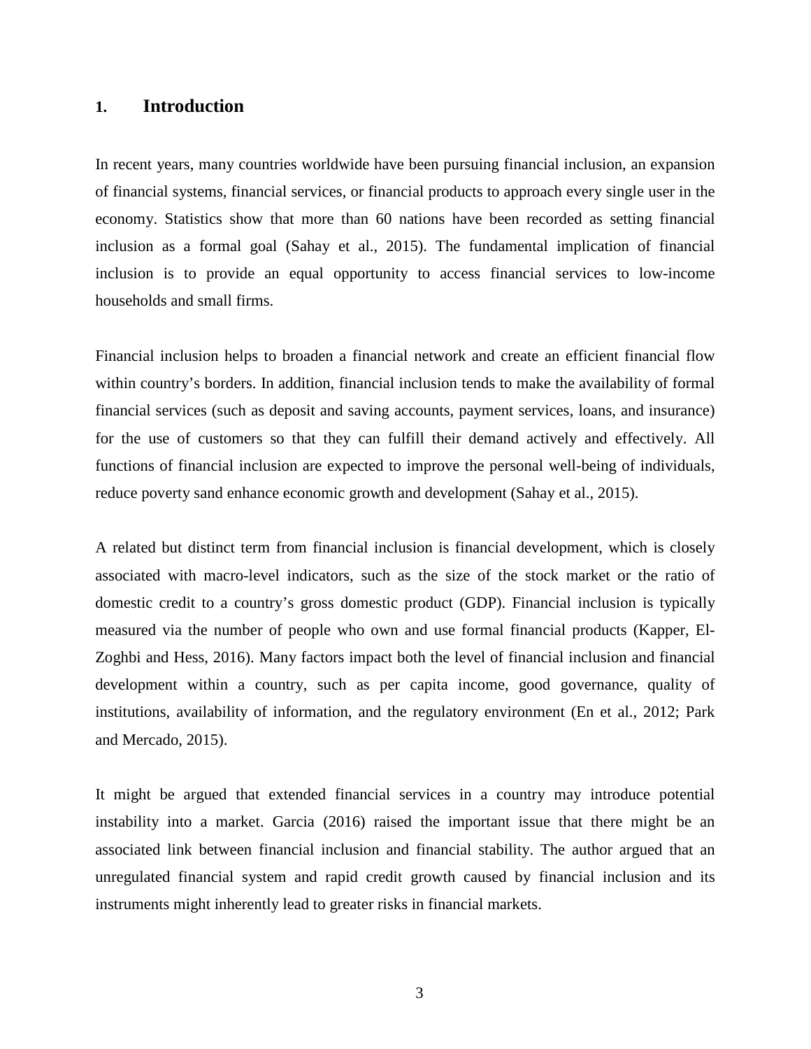# 1. Introduction

In recent years, many countries worldwide have been pursuing financial inclusion, an expansion of financial systems, financial services, or financial products to approach every single user in the economy. Statistics show that more than 60 nations have been recorded as setting financial inclusion as a formal goal (Sahay et al., 2015). The fundamental implication of financial inclusion is to provide an equal opportunity to access financial services to low-income households and small firms.

Financial inclusion helps to broaden a financial network and create an efficient financial flow within country's borders. In addition, financial inclusion tends to make the availability of formal financial services (such as deposit and saving accounts, payment services, loans, and insurance) for the use of customers so that they can fulfill their demand actively and effectively. All functions of financial inclusion are expected to improve the personal well-being of individuals, reduce poverty sand enhance economic growth and development (Sahay et al., 2015).

A related but distinct term from financial inclusion is financial development, which is closely associated with macro-level indicators, such as the size of the stock market or the ratio of domestic credit to a country's gross domestic product (GDP). Financial inclusion is typically measured via the number of people who own and use formal financial products (Kapper, El-Zoghbi and Hess, 2016). Many factors impact both the level of financial inclusion and financial development within a country, such as per capita income, good governance, quality of institutions, availability of information, and the regulatory environment (En et al., 2012; Park and Mercado, 2015).

It might be argued that extended financial services in a country may introduce potential instability into a market. Garcia (2016) raised the important issue that there might be an associated link between financial inclusion and financial stability. The author argued that an unregulated financial system and rapid credit growth caused by financial inclusion and its instruments might inherently lead to greater risks in financial markets.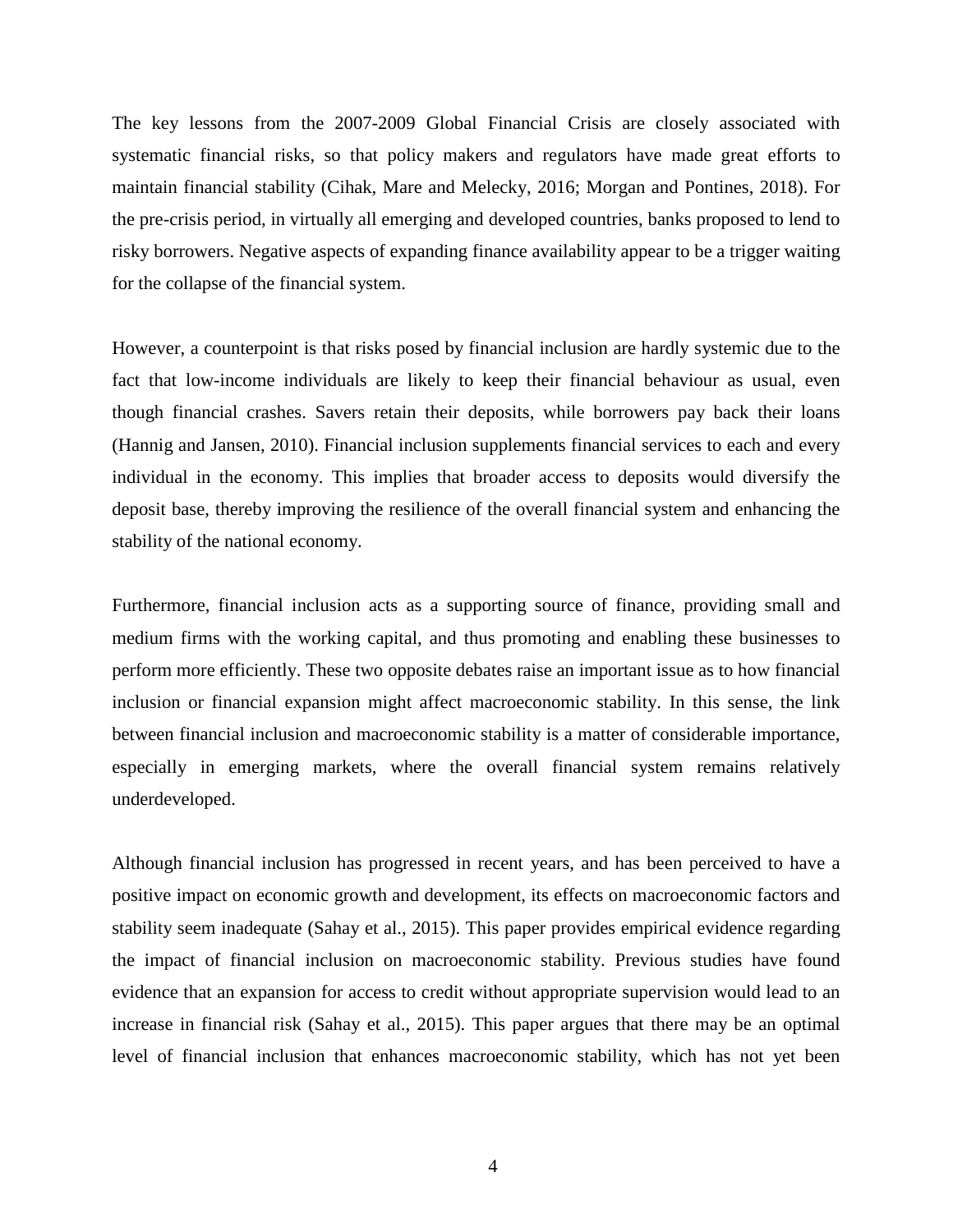The key lessons from the 2007-2009 Global Financial Crisis are closely associated with systematic financial risks, so that policy makers and regulators have made great efforts to maintain financial stability (Cihak, Mare and Melecky, 2016; Morgan and Pontines, 2018). For the pre-crisis period, in virtually all emerging and developed countries, banks proposed to lend to risky borrowers. Negative aspects of expanding finance availability appear to be a trigger waiting for the collapse of the financial system.

However, a counterpoint is that risks posed by financial inclusion are hardly systemic due to the fact that low-income individuals are likely to keep their financial behaviour as usual, even though financial crashes. Savers retain their deposits, while borrowers pay back their loans (Hannig and Jansen, 2010). Financial inclusion supplements financial services to each and every individual in the economy. This implies that broader access to deposits would diversify the deposit base, thereby improving the resilience of the overall financial system and enhancing the stability of the national economy.

Furthermore, financial inclusion acts as a supporting source of finance, providing small and medium firms with the working capital, and thus promoting and enabling these businesses to perform more efficiently. These two opposite debates raise an important issue as to how financial inclusion or financial expansion might affect macroeconomic stability. In this sense, the link between financial inclusion and macroeconomic stability is a matter of considerable importance, especially in emerging markets, where the overall financial system remains relatively underdeveloped.

Although financial inclusion has progressed in recent years, and has been perceived to have a positive impact on economic growth and development, its effects on macroeconomic factors and stability seem inadequate (Sahay et al., 2015). This paper provides empirical evidence regarding the impact of financial inclusion on macroeconomic stability. Previous studies have found evidence that an expansion for access to credit without appropriate supervision would lead to an increase in financial risk (Sahay et al., 2015). This paper argues that there may be an optimal level of financial inclusion that enhances macroeconomic stability, which has not yet been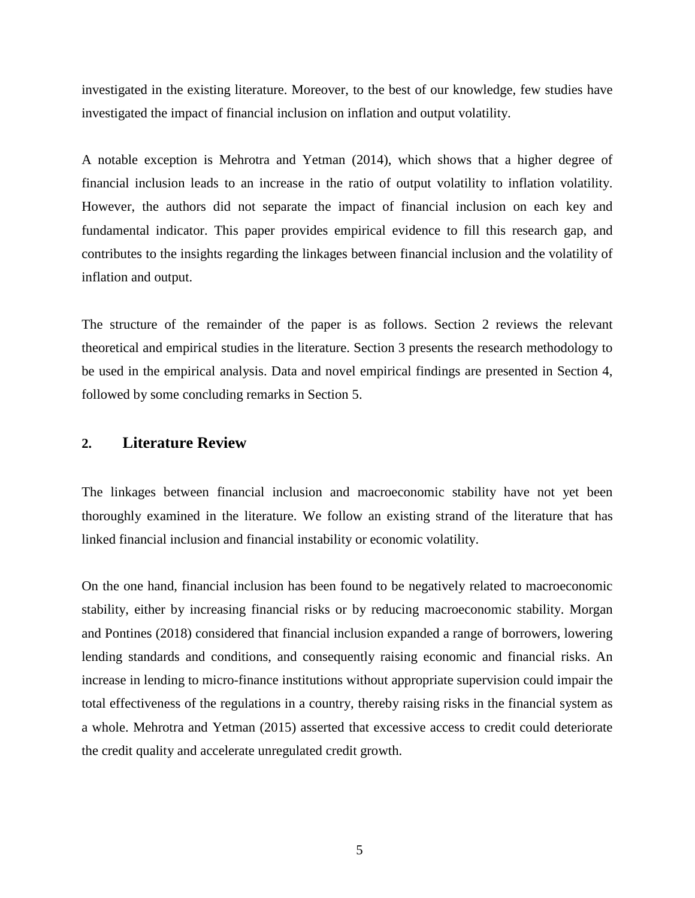investigated in the existing literature. Moreover, to the best of our knowledge, few studies have investigated the impact of financial inclusion on inflation and output volatility.

A notable exception is Mehrotra and Yetman (2014), which shows that a higher degree of financial inclusion leads to an increase in the ratio of output volatility to inflation volatility. However, the authors did not separate the impact of financial inclusion on each key and fundamental indicator. This paper provides empirical evidence to fill this research gap, and contributes to the insights regarding the linkages between financial inclusion and the volatility of inflation and output.

The structure of the remainder of the paper is as follows. Section 2 reviews the relevant theoretical and empirical studies in the literature. Section 3 presents the research methodology to be used in the empirical analysis. Data and novel empirical findings are presented in Section 4, followed by some concluding remarks in Section 5.

## 2. Literature Review

The linkages between financial inclusion and macroeconomic stability have not yet been thoroughly examined in the literature. We follow an existing strand of the literature that has linked financial inclusion and financial instability or economic volatility.

On the one hand, financial inclusion has been found to be negatively related to macroeconomic stability, either by increasing financial risks or by reducing macroeconomic stability. Morgan and Pontines (2018) considered that financial inclusion expanded a range of borrowers, lowering lending standards and conditions, and consequently raising economic and financial risks. An increase in lending to micro-finance institutions without appropriate supervision could impair the total effectiveness of the regulations in a country, thereby raising risks in the financial system as a whole. Mehrotra and Yetman (2015) asserted that excessive access to credit could deteriorate the credit quality and accelerate unregulated credit growth.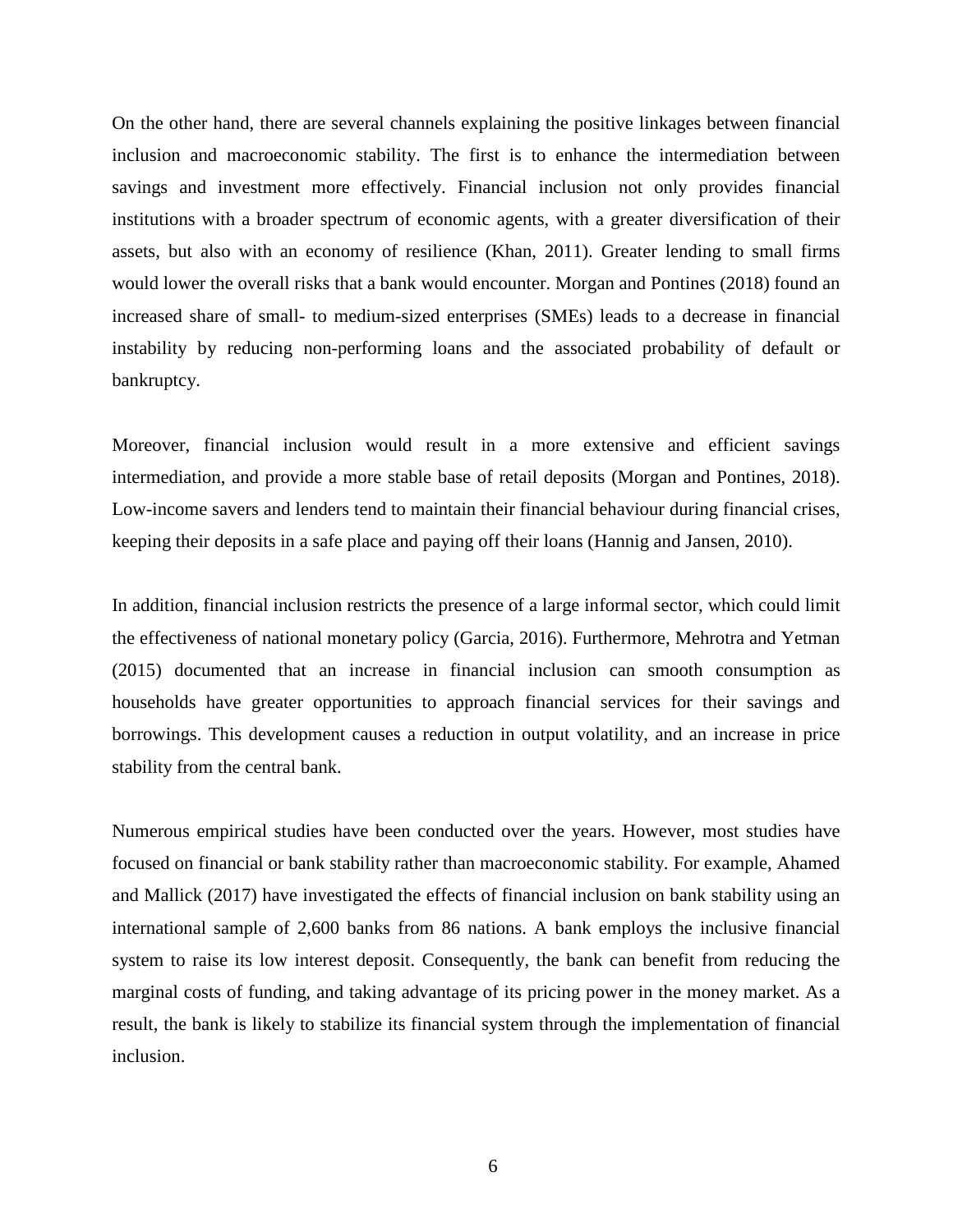On the other hand, there are several channels explaining the positive linkages between financial inclusion and macroeconomic stability. The first is to enhance the intermediation between savings and investment more effectively. Financial inclusion not only provides financial institutions with a broader spectrum of economic agents, with a greater diversification of their assets, but also with an economy of resilience (Khan, 2011). Greater lending to small firms would lower the overall risks that a bank would encounter. Morgan and Pontines (2018) found an increased share of small- to medium-sized enterprises (SMEs) leads to a decrease in financial instability by reducing non-performing loans and the associated probability of default or bankruptcy.

Moreover, financial inclusion would result in a more extensive and efficient savings intermediation, and provide a more stable base of retail deposits (Morgan and Pontines, 2018). Low-income savers and lenders tend to maintain their financial behaviour during financial crises, keeping their deposits in a safe place and paying off their loans (Hannig and Jansen, 2010).

In addition, financial inclusion restricts the presence of a large informal sector, which could limit the effectiveness of national monetary policy (Garcia, 2016). Furthermore, Mehrotra and Yetman (2015) documented that an increase in financial inclusion can smooth consumption as households have greater opportunities to approach financial services for their savings and borrowings. This development causes a reduction in output volatility, and an increase in price stability from the central bank.

Numerous empirical studies have been conducted over the years. However, most studies have focused on financial or bank stability rather than macroeconomic stability. For example, Ahamed and Mallick (2017) have investigated the effects of financial inclusion on bank stability using an international sample of 2,600 banks from 86 nations. A bank employs the inclusive financial system to raise its low interest deposit. Consequently, the bank can benefit from reducing the marginal costs of funding, and taking advantage of its pricing power in the money market. As a result, the bank is likely to stabilize its financial system through the implementation of financial inclusion.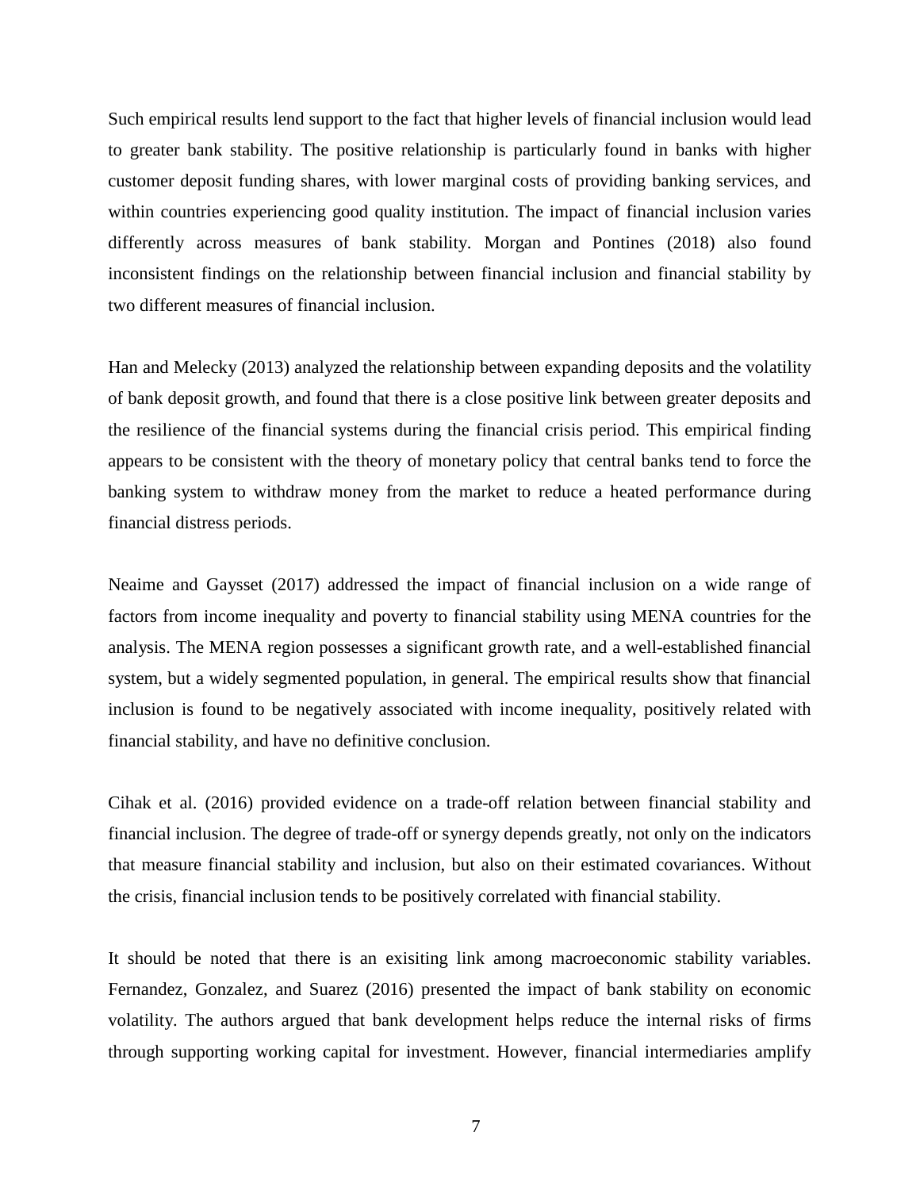Such empirical results lend support to the fact that higher levels of financial inclusion would lead to greater bank stability. The positive relationship is particularly found in banks with higher customer deposit funding shares, with lower marginal costs of providing banking services, and within countries experiencing good quality institution. The impact of financial inclusion varies differently across measures of bank stability. Morgan and Pontines (2018) also found inconsistent findings on the relationship between financial inclusion and financial stability by two different measures of financial inclusion.

Han and Melecky (2013) analyzed the relationship between expanding deposits and the volatility of bank deposit growth, and found that there is a close positive link between greater deposits and the resilience of the financial systems during the financial crisis period. This empirical finding appears to be consistent with the theory of monetary policy that central banks tend to force the banking system to withdraw money from the market to reduce a heated performance during financial distress periods.

Neaime and Gaysset (2017) addressed the impact of financial inclusion on a wide range of factors from income inequality and poverty to financial stability using MENA countries for the analysis. The MENA region possesses a significant growth rate, and a well-established financial system, but a widely segmented population, in general. The empirical results show that financial inclusion is found to be negatively associated with income inequality, positively related with financial stability, and have no definitive conclusion.

Cihak et al. (2016) provided evidence on a trade-off relation between financial stability and financial inclusion. The degree of trade-off or synergy depends greatly, not only on the indicators that measure financial stability and inclusion, but also on their estimated covariances. Without the crisis, financial inclusion tends to be positively correlated with financial stability.

It should be noted that there is an exisiting link among macroeconomic stability variables. Fernandez, Gonzalez, and Suarez (2016) presented the impact of bank stability on economic volatility. The authors argued that bank development helps reduce the internal risks of firms through supporting working capital for investment. However, financial intermediaries amplify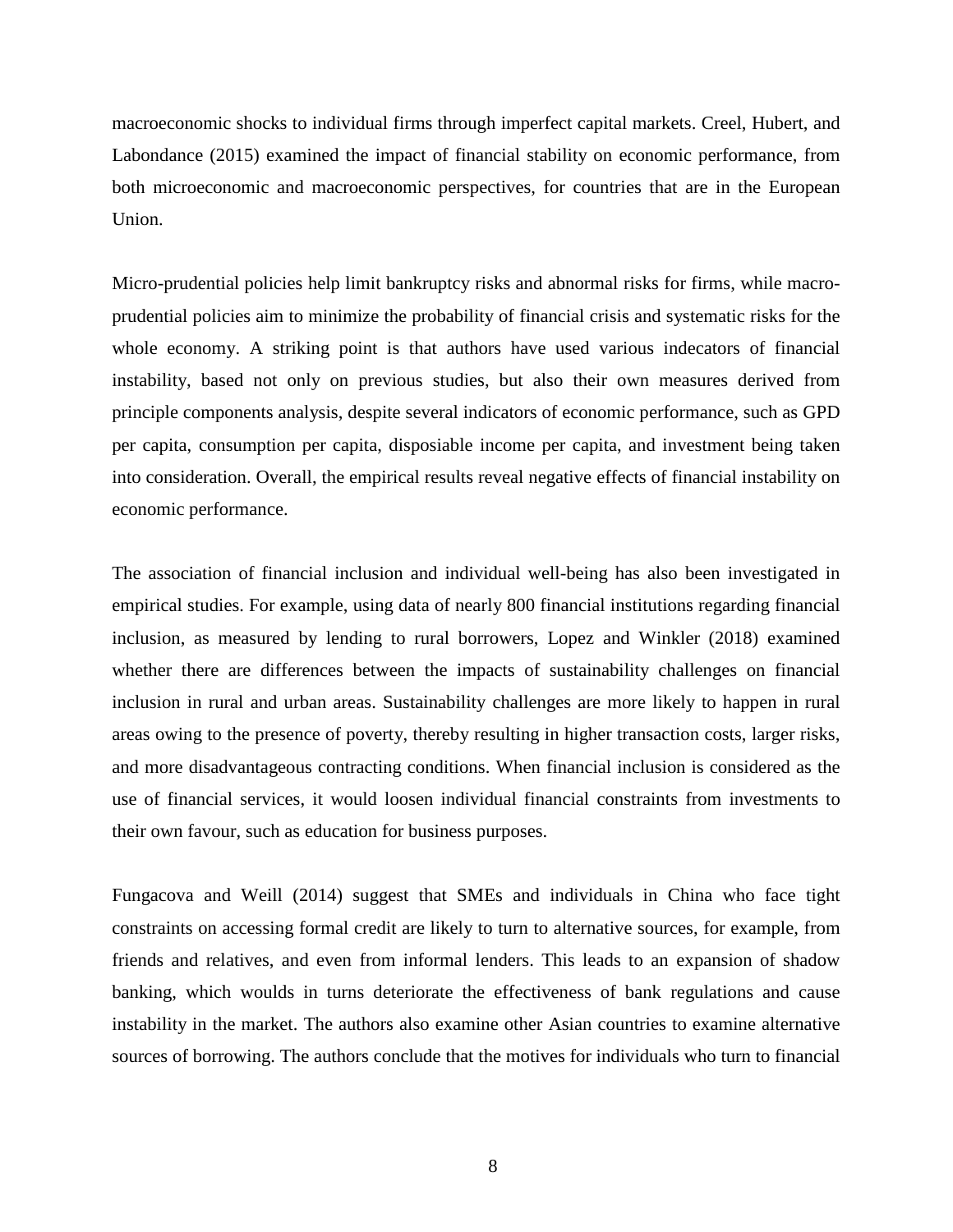macroeconomic shocks to individual firms through imperfect capital markets. Creel, Hubert, and Labondance (2015) examined the impact of financial stability on economic performance, from both microeconomic and macroeconomic perspectives, for countries that are in the European Union.

Micro-prudential policies help limit bankruptcy risks and abnormal risks for firms, while macro-prudential policies aim to minimize the probability of financial crisis and systematic risks for the whole economy. A striking point is that authors have used various indecators of financial instability, based not only on previous studies, but also their own measures derived from principle components analysis, despite several indicators of economic performance, such as GPD per capita, consumption per capita, disposiable income per capita, and investment being taken into consideration. Overall, the empirical results reveal negative effects of financial instability on economic performance.

The association of financial inclusion and individual well-being has also been investigated in empirical studies. For example, using data of nearly 800 financial institutions regarding financial inclusion, as measured by lending to rural borrowers, Lopez and Winkler (2018) examined whether there are differences between the impacts of sustainability challenges on financial inclusion in rural and urban areas. Sustainability challenges are more likely to happen in rural areas owing to the presence of poverty, thereby resulting in higher transaction costs, larger risks, and more disadvantageous contracting conditions. When financial inclusion is considered as the use of financial services, it would loosen individual financial constraints from investments to their own favour, such as education for business purposes.

Fungacova and Weill (2014) suggest that SMEs and individuals in China who face tight constraints on accessing formal credit are likely to turn to alternative sources, for example, from friends and relatives, and even from informal lenders. This leads to an expansion of shadow banking, which woulds in turns deteriorate the effectiveness of bank regulations and cause instability in the market. The authors also examine other Asian countries to examine alternative sources of borrowing. The authors conclude that the motives for individuals who turn to financial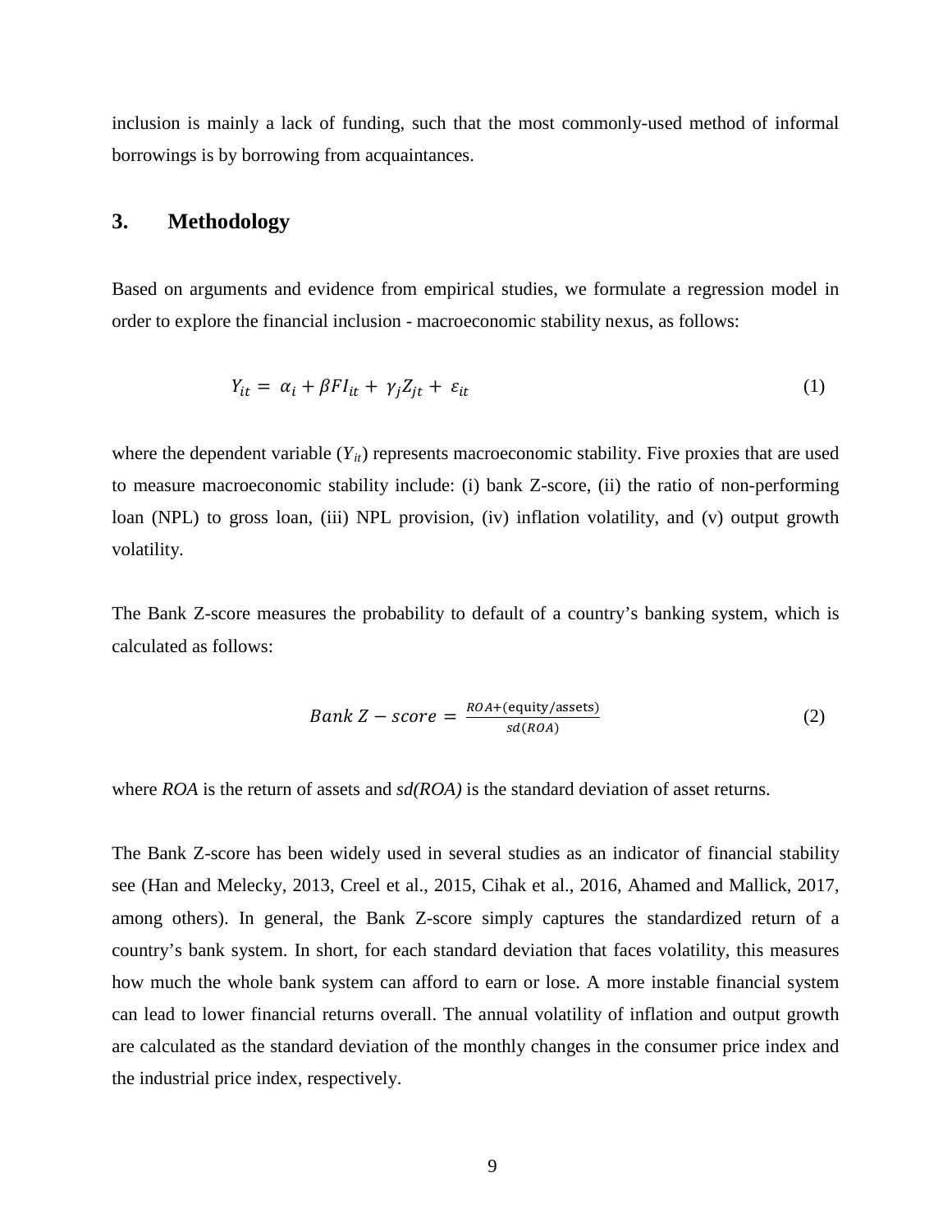inclusion is mainly a lack of funding, such that the most commonly-used method of informal borrowings is by borrowing from acquaintances.

## 3. Methodology

Based on arguments and evidence from empirical studies, we formulate a regression model in order to explore the financial inclusion - macroeconomic stability nexus, as follows:

$$Y_{it} = \alpha_i + \beta FI_{it} + \gamma_j Z_{jt} + \varepsilon_{it} \tag{1}$$

where the dependent variable ($Y_{it}$) represents macroeconomic stability. Five proxies that are used to measure macroeconomic stability include: (i) bank Z-score, (ii) the ratio of non-performing loan (NPL) to gross loan, (iii) NPL provision, (iv) inflation volatility, and (v) output growth volatility.

The Bank Z-score measures the probability to default of a country's banking system, which is calculated as follows:

$$Bank\ Z - score = \frac{ROA + (\text{equity/assets})}{sd(ROA)} \tag{2}$$

where *ROA* is the return of assets and *sd(ROA)* is the standard deviation of asset returns.

The Bank Z-score has been widely used in several studies as an indicator of financial stability see (Han and Melecky, 2013, Creel et al., 2015, Cihak et al., 2016, Ahamed and Mallick, 2017, among others). In general, the Bank Z-score simply captures the standardized return of a country's bank system. In short, for each standard deviation that faces volatility, this measures how much the whole bank system can afford to earn or lose. A more instable financial system can lead to lower financial returns overall. The annual volatility of inflation and output growth are calculated as the standard deviation of the monthly changes in the consumer price index and the industrial price index, respectively.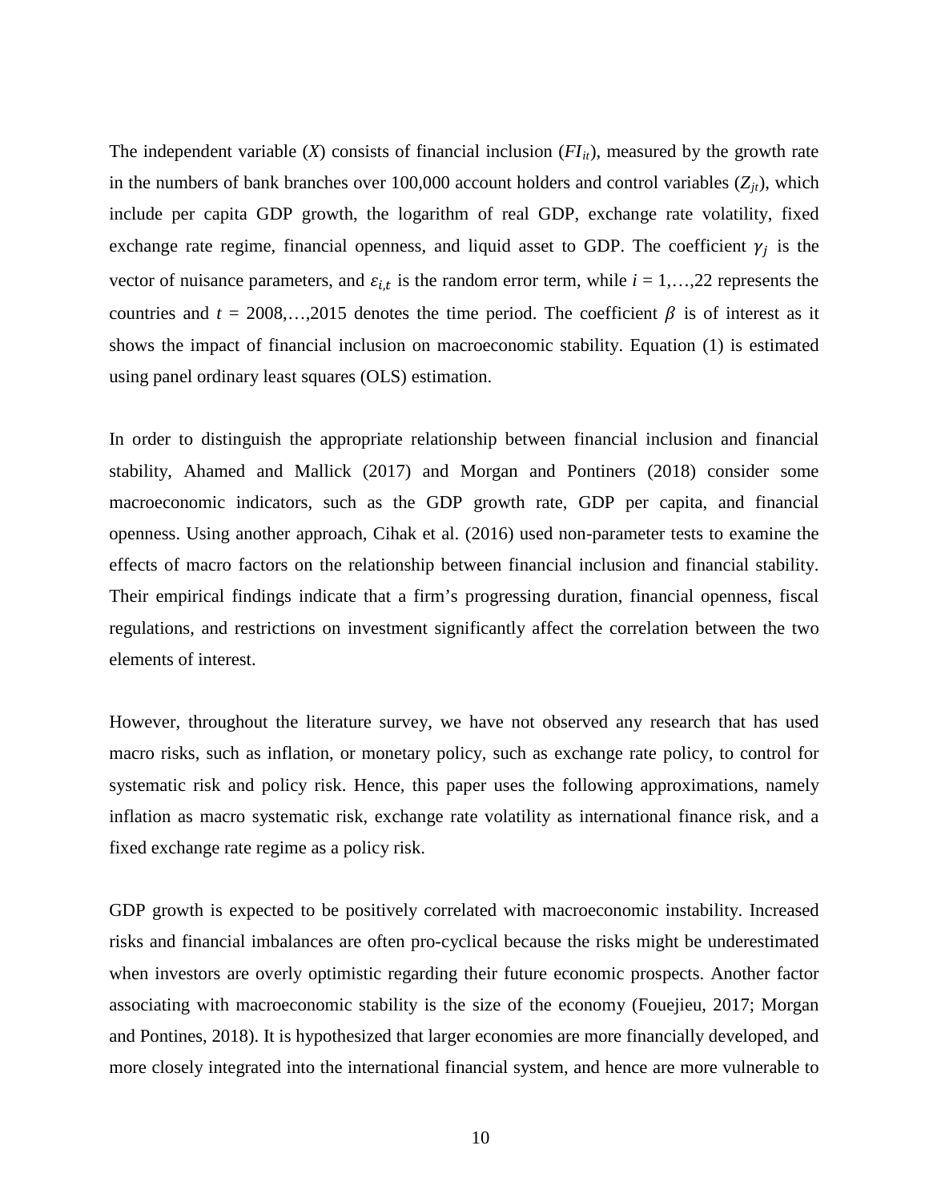The independent variable (*X*) consists of financial inclusion ($FI_{it}$), measured by the growth rate in the numbers of bank branches over 100,000 account holders and control variables ($Z_{jt}$), which include per capita GDP growth, the logarithm of real GDP, exchange rate volatility, fixed exchange rate regime, financial openness, and liquid asset to GDP. The coefficient $\gamma_j$ is the vector of nuisance parameters, and $\varepsilon_{i,t}$ is the random error term, while $i = 1,\ldots,22$ represents the countries and $t = 2008,\ldots,2015$ denotes the time period. The coefficient $\beta$ is of interest as it shows the impact of financial inclusion on macroeconomic stability. Equation (1) is estimated using panel ordinary least squares (OLS) estimation.

In order to distinguish the appropriate relationship between financial inclusion and financial stability, Ahamed and Mallick (2017) and Morgan and Pontiners (2018) consider some macroeconomic indicators, such as the GDP growth rate, GDP per capita, and financial openness. Using another approach, Cihak et al. (2016) used non-parameter tests to examine the effects of macro factors on the relationship between financial inclusion and financial stability. Their empirical findings indicate that a firm's progressing duration, financial openness, fiscal regulations, and restrictions on investment significantly affect the correlation between the two elements of interest.

However, throughout the literature survey, we have not observed any research that has used macro risks, such as inflation, or monetary policy, such as exchange rate policy, to control for systematic risk and policy risk. Hence, this paper uses the following approximations, namely inflation as macro systematic risk, exchange rate volatility as international finance risk, and a fixed exchange rate regime as a policy risk.

GDP growth is expected to be positively correlated with macroeconomic instability. Increased risks and financial imbalances are often pro-cyclical because the risks might be underestimated when investors are overly optimistic regarding their future economic prospects. Another factor associating with macroeconomic stability is the size of the economy (Fouejieu, 2017; Morgan and Pontines, 2018). It is hypothesized that larger economies are more financially developed, and more closely integrated into the international financial system, and hence are more vulnerable to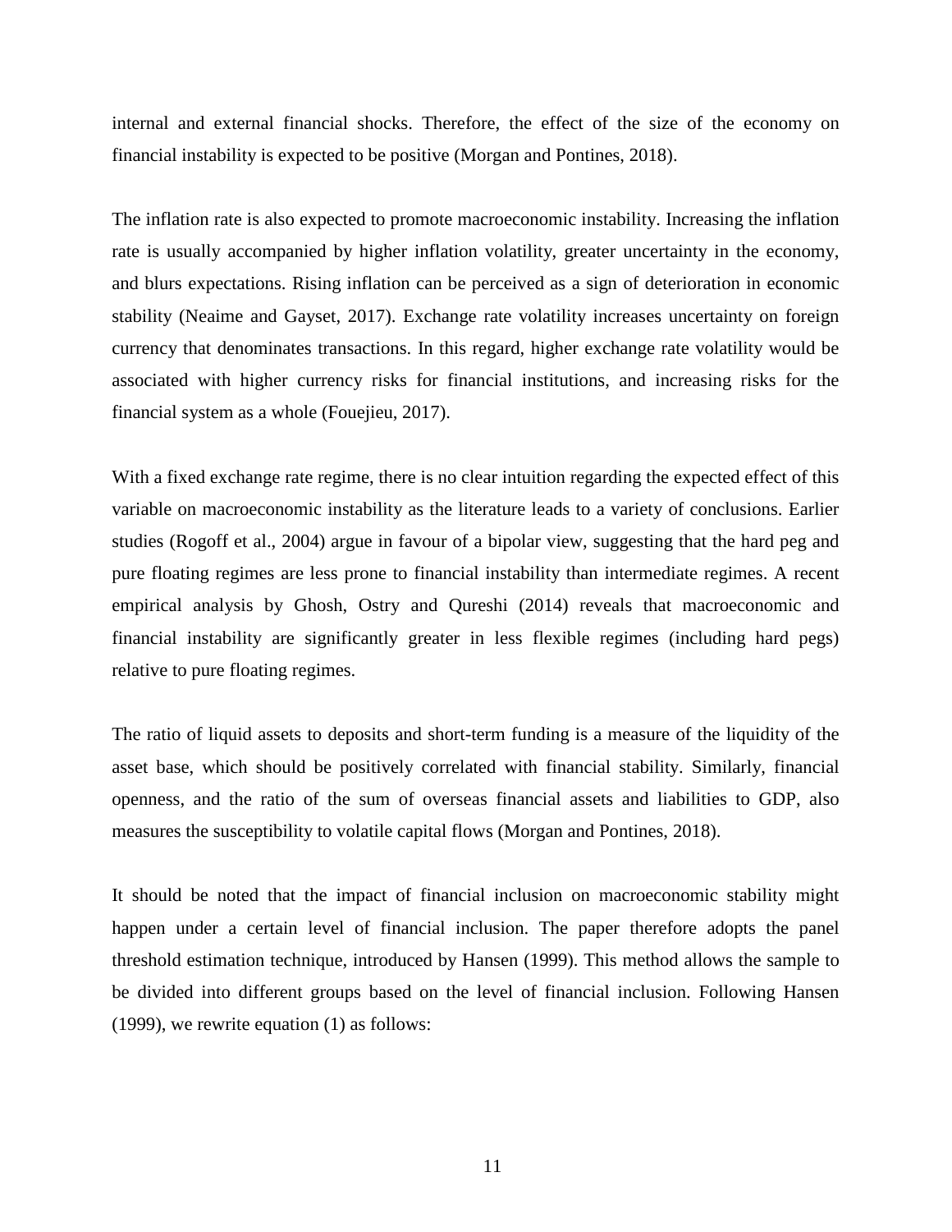internal and external financial shocks. Therefore, the effect of the size of the economy on financial instability is expected to be positive (Morgan and Pontines, 2018).

The inflation rate is also expected to promote macroeconomic instability. Increasing the inflation rate is usually accompanied by higher inflation volatility, greater uncertainty in the economy, and blurs expectations. Rising inflation can be perceived as a sign of deterioration in economic stability (Neaime and Gayset, 2017). Exchange rate volatility increases uncertainty on foreign currency that denominates transactions. In this regard, higher exchange rate volatility would be associated with higher currency risks for financial institutions, and increasing risks for the financial system as a whole (Fouejieu, 2017).

With a fixed exchange rate regime, there is no clear intuition regarding the expected effect of this variable on macroeconomic instability as the literature leads to a variety of conclusions. Earlier studies (Rogoff et al., 2004) argue in favour of a bipolar view, suggesting that the hard peg and pure floating regimes are less prone to financial instability than intermediate regimes. A recent empirical analysis by Ghosh, Ostry and Qureshi (2014) reveals that macroeconomic and financial instability are significantly greater in less flexible regimes (including hard pegs) relative to pure floating regimes.

The ratio of liquid assets to deposits and short-term funding is a measure of the liquidity of the asset base, which should be positively correlated with financial stability. Similarly, financial openness, and the ratio of the sum of overseas financial assets and liabilities to GDP, also measures the susceptibility to volatile capital flows (Morgan and Pontines, 2018).

It should be noted that the impact of financial inclusion on macroeconomic stability might happen under a certain level of financial inclusion. The paper therefore adopts the panel threshold estimation technique, introduced by Hansen (1999). This method allows the sample to be divided into different groups based on the level of financial inclusion. Following Hansen (1999), we rewrite equation (1) as follows: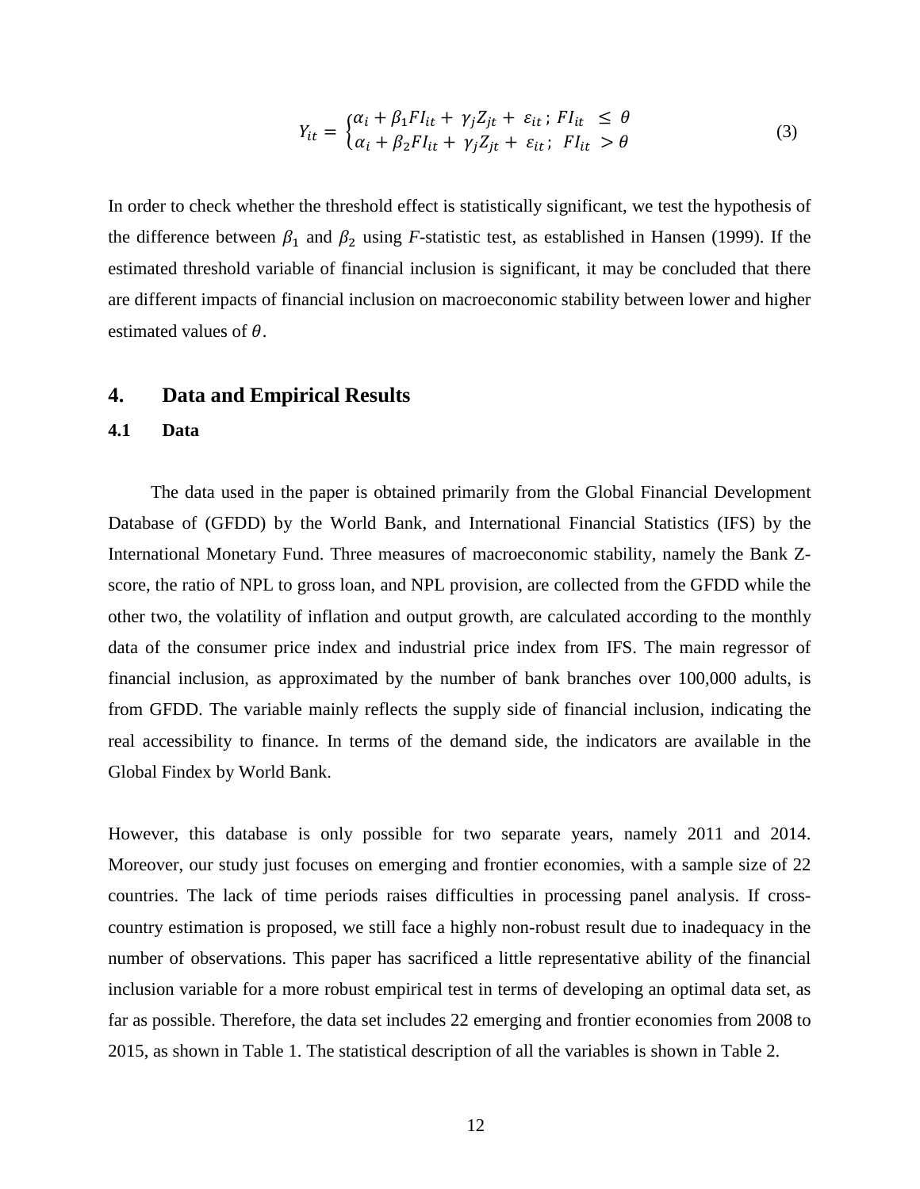$$Y_{it} = \begin{cases} \alpha_i + \beta_1 FI_{it} + \gamma_j Z_{jt} + \varepsilon_{it}\,; \; FI_{it} \;\leq\; \theta \\ \alpha_i + \beta_2 FI_{it} + \gamma_j Z_{jt} + \varepsilon_{it}\,; \; FI_{it} \;>\theta \end{cases} \tag{3}$$

In order to check whether the threshold effect is statistically significant, we test the hypothesis of the difference between $\beta_1$ and $\beta_2$ using *F*-statistic test, as established in Hansen (1999). If the estimated threshold variable of financial inclusion is significant, it may be concluded that there are different impacts of financial inclusion on macroeconomic stability between lower and higher estimated values of $\theta$.

## 4. Data and Empirical Results

### 4.1 Data

The data used in the paper is obtained primarily from the Global Financial Development Database of (GFDD) by the World Bank, and International Financial Statistics (IFS) by the International Monetary Fund. Three measures of macroeconomic stability, namely the Bank Z-score, the ratio of NPL to gross loan, and NPL provision, are collected from the GFDD while the other two, the volatility of inflation and output growth, are calculated according to the monthly data of the consumer price index and industrial price index from IFS. The main regressor of financial inclusion, as approximated by the number of bank branches over 100,000 adults, is from GFDD. The variable mainly reflects the supply side of financial inclusion, indicating the real accessibility to finance. In terms of the demand side, the indicators are available in the Global Findex by World Bank.

However, this database is only possible for two separate years, namely 2011 and 2014. Moreover, our study just focuses on emerging and frontier economies, with a sample size of 22 countries. The lack of time periods raises difficulties in processing panel analysis. If cross-country estimation is proposed, we still face a highly non-robust result due to inadequacy in the number of observations. This paper has sacrificed a little representative ability of the financial inclusion variable for a more robust empirical test in terms of developing an optimal data set, as far as possible. Therefore, the data set includes 22 emerging and frontier economies from 2008 to 2015, as shown in Table 1. The statistical description of all the variables is shown in Table 2.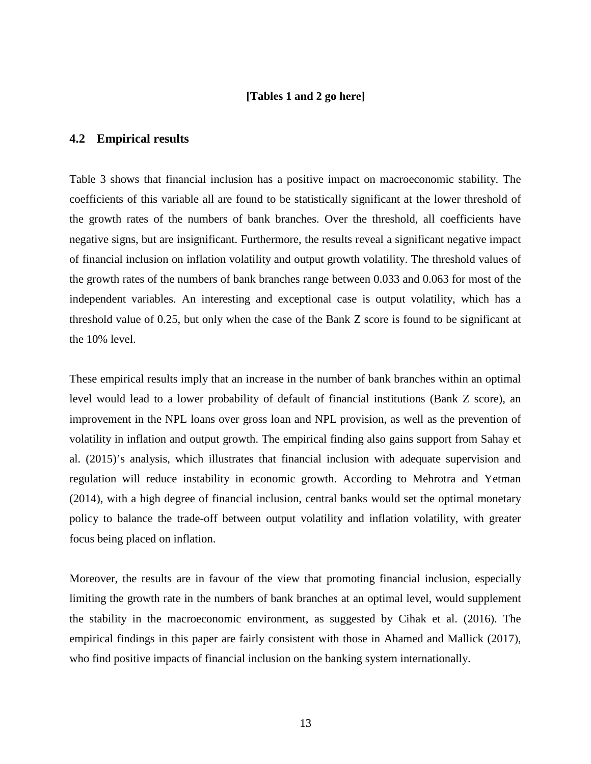**[Tables 1 and 2 go here]**

## 4.2 Empirical results

Table 3 shows that financial inclusion has a positive impact on macroeconomic stability. The coefficients of this variable all are found to be statistically significant at the lower threshold of the growth rates of the numbers of bank branches. Over the threshold, all coefficients have negative signs, but are insignificant. Furthermore, the results reveal a significant negative impact of financial inclusion on inflation volatility and output growth volatility. The threshold values of the growth rates of the numbers of bank branches range between 0.033 and 0.063 for most of the independent variables. An interesting and exceptional case is output volatility, which has a threshold value of 0.25, but only when the case of the Bank Z score is found to be significant at the 10% level.

These empirical results imply that an increase in the number of bank branches within an optimal level would lead to a lower probability of default of financial institutions (Bank Z score), an improvement in the NPL loans over gross loan and NPL provision, as well as the prevention of volatility in inflation and output growth. The empirical finding also gains support from Sahay et al. (2015)'s analysis, which illustrates that financial inclusion with adequate supervision and regulation will reduce instability in economic growth. According to Mehrotra and Yetman (2014), with a high degree of financial inclusion, central banks would set the optimal monetary policy to balance the trade-off between output volatility and inflation volatility, with greater focus being placed on inflation.

Moreover, the results are in favour of the view that promoting financial inclusion, especially limiting the growth rate in the numbers of bank branches at an optimal level, would supplement the stability in the macroeconomic environment, as suggested by Cihak et al. (2016). The empirical findings in this paper are fairly consistent with those in Ahamed and Mallick (2017), who find positive impacts of financial inclusion on the banking system internationally.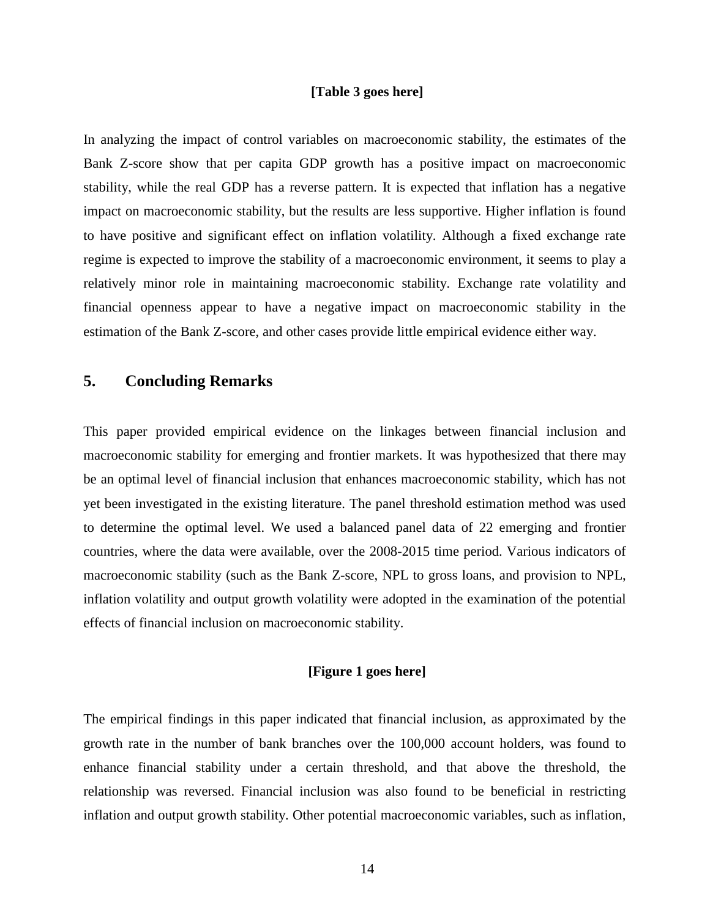**[Table 3 goes here]**

In analyzing the impact of control variables on macroeconomic stability, the estimates of the Bank Z-score show that per capita GDP growth has a positive impact on macroeconomic stability, while the real GDP has a reverse pattern. It is expected that inflation has a negative impact on macroeconomic stability, but the results are less supportive. Higher inflation is found to have positive and significant effect on inflation volatility. Although a fixed exchange rate regime is expected to improve the stability of a macroeconomic environment, it seems to play a relatively minor role in maintaining macroeconomic stability. Exchange rate volatility and financial openness appear to have a negative impact on macroeconomic stability in the estimation of the Bank Z-score, and other cases provide little empirical evidence either way.

## 5. Concluding Remarks

This paper provided empirical evidence on the linkages between financial inclusion and macroeconomic stability for emerging and frontier markets. It was hypothesized that there may be an optimal level of financial inclusion that enhances macroeconomic stability, which has not yet been investigated in the existing literature. The panel threshold estimation method was used to determine the optimal level. We used a balanced panel data of 22 emerging and frontier countries, where the data were available, over the 2008-2015 time period. Various indicators of macroeconomic stability (such as the Bank Z-score, NPL to gross loans, and provision to NPL, inflation volatility and output growth volatility were adopted in the examination of the potential effects of financial inclusion on macroeconomic stability.

**[Figure 1 goes here]**

The empirical findings in this paper indicated that financial inclusion, as approximated by the growth rate in the number of bank branches over the 100,000 account holders, was found to enhance financial stability under a certain threshold, and that above the threshold, the relationship was reversed. Financial inclusion was also found to be beneficial in restricting inflation and output growth stability. Other potential macroeconomic variables, such as inflation,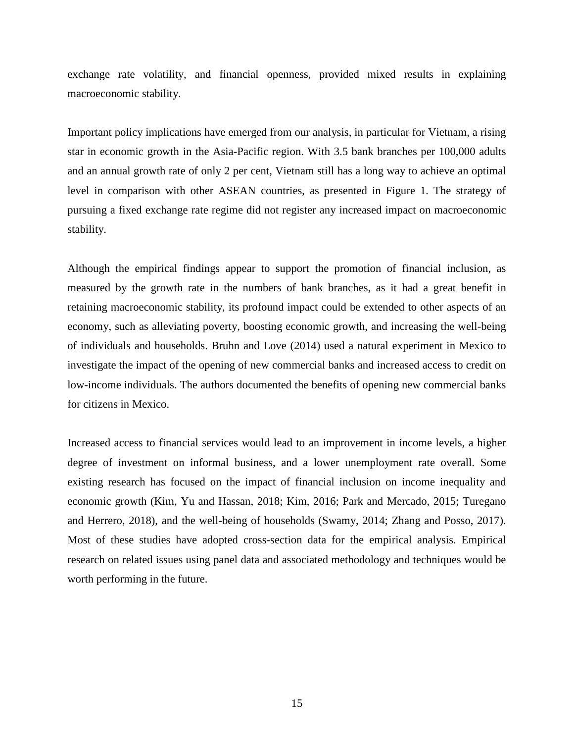exchange rate volatility, and financial openness, provided mixed results in explaining macroeconomic stability.

Important policy implications have emerged from our analysis, in particular for Vietnam, a rising star in economic growth in the Asia-Pacific region. With 3.5 bank branches per 100,000 adults and an annual growth rate of only 2 per cent, Vietnam still has a long way to achieve an optimal level in comparison with other ASEAN countries, as presented in Figure 1. The strategy of pursuing a fixed exchange rate regime did not register any increased impact on macroeconomic stability.

Although the empirical findings appear to support the promotion of financial inclusion, as measured by the growth rate in the numbers of bank branches, as it had a great benefit in retaining macroeconomic stability, its profound impact could be extended to other aspects of an economy, such as alleviating poverty, boosting economic growth, and increasing the well-being of individuals and households. Bruhn and Love (2014) used a natural experiment in Mexico to investigate the impact of the opening of new commercial banks and increased access to credit on low-income individuals. The authors documented the benefits of opening new commercial banks for citizens in Mexico.

Increased access to financial services would lead to an improvement in income levels, a higher degree of investment on informal business, and a lower unemployment rate overall. Some existing research has focused on the impact of financial inclusion on income inequality and economic growth (Kim, Yu and Hassan, 2018; Kim, 2016; Park and Mercado, 2015; Turegano and Herrero, 2018), and the well-being of households (Swamy, 2014; Zhang and Posso, 2017). Most of these studies have adopted cross-section data for the empirical analysis. Empirical research on related issues using panel data and associated methodology and techniques would be worth performing in the future.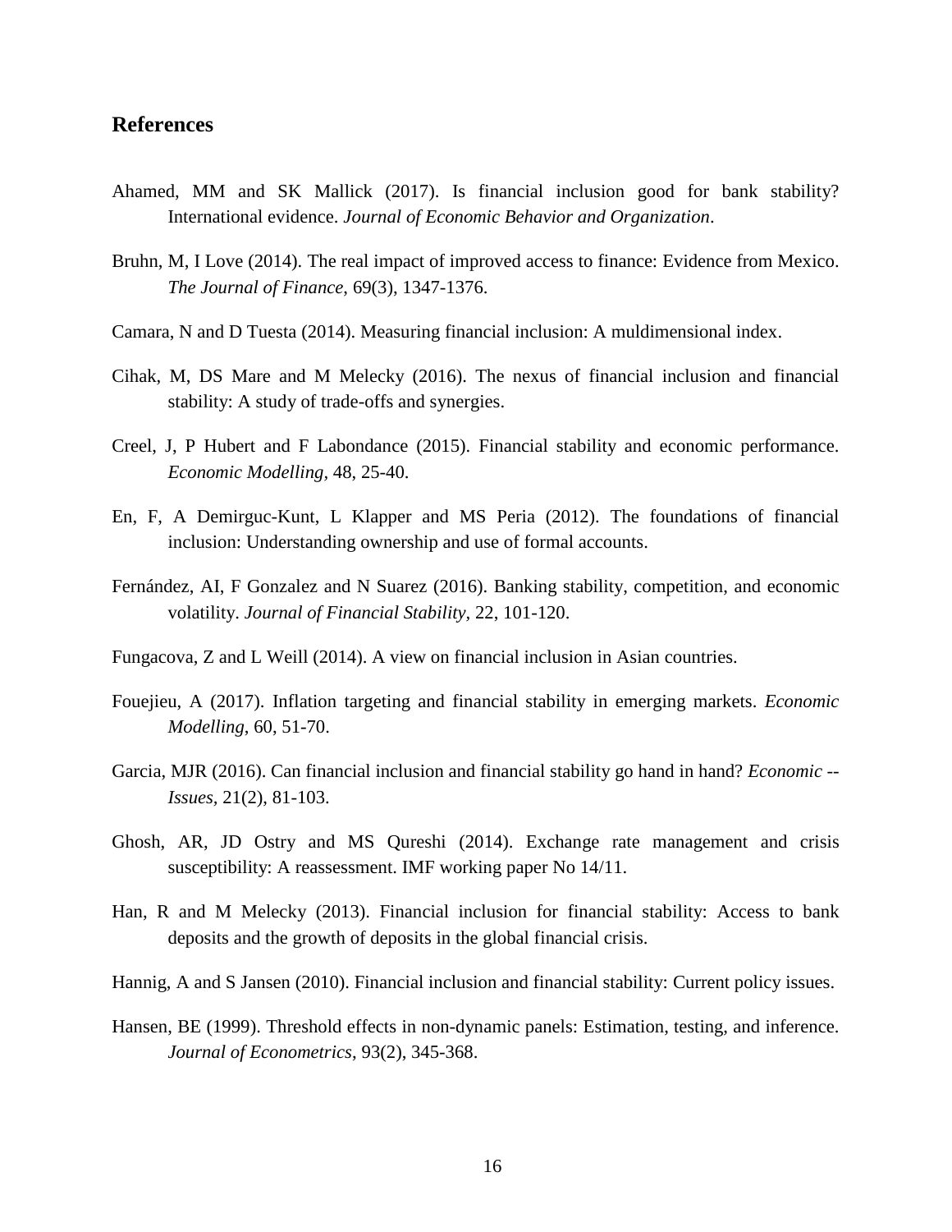## References

Ahamed, MM and SK Mallick (2017). Is financial inclusion good for bank stability? International evidence. *Journal of Economic Behavior and Organization*.

Bruhn, M, I Love (2014). The real impact of improved access to finance: Evidence from Mexico. *The Journal of Finance*, 69(3), 1347-1376.

Camara, N and D Tuesta (2014). Measuring financial inclusion: A muldimensional index.

Cihak, M, DS Mare and M Melecky (2016). The nexus of financial inclusion and financial stability: A study of trade-offs and synergies.

Creel, J, P Hubert and F Labondance (2015). Financial stability and economic performance. *Economic Modelling*, 48, 25-40.

En, F, A Demirguc-Kunt, L Klapper and MS Peria (2012). The foundations of financial inclusion: Understanding ownership and use of formal accounts.

Fernández, AI, F Gonzalez and N Suarez (2016). Banking stability, competition, and economic volatility. *Journal of Financial Stability*, 22, 101-120.

Fungacova, Z and L Weill (2014). A view on financial inclusion in Asian countries.

Fouejieu, A (2017). Inflation targeting and financial stability in emerging markets. *Economic Modelling*, 60, 51-70.

Garcia, MJR (2016). Can financial inclusion and financial stability go hand in hand? *Economic -- Issues*, 21(2), 81-103.

Ghosh, AR, JD Ostry and MS Qureshi (2014). Exchange rate management and crisis susceptibility: A reassessment. IMF working paper No 14/11.

Han, R and M Melecky (2013). Financial inclusion for financial stability: Access to bank deposits and the growth of deposits in the global financial crisis.

Hannig, A and S Jansen (2010). Financial inclusion and financial stability: Current policy issues.

Hansen, BE (1999). Threshold effects in non-dynamic panels: Estimation, testing, and inference. *Journal of Econometrics*, 93(2), 345-368.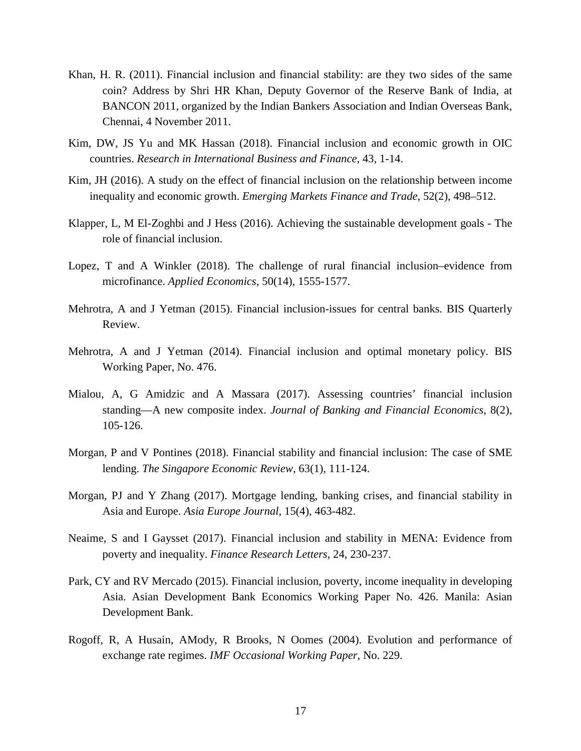Khan, H. R. (2011). Financial inclusion and financial stability: are they two sides of the same coin? Address by Shri HR Khan, Deputy Governor of the Reserve Bank of India, at BANCON 2011, organized by the Indian Bankers Association and Indian Overseas Bank, Chennai, 4 November 2011.

Kim, DW, JS Yu and MK Hassan (2018). Financial inclusion and economic growth in OIC countries. *Research in International Business and Finance*, 43, 1-14.

Kim, JH (2016). A study on the effect of financial inclusion on the relationship between income inequality and economic growth. *Emerging Markets Finance and Trade*, 52(2), 498–512.

Klapper, L, M El-Zoghbi and J Hess (2016). Achieving the sustainable development goals - The role of financial inclusion.

Lopez, T and A Winkler (2018). The challenge of rural financial inclusion–evidence from microfinance. *Applied Economics*, 50(14), 1555-1577.

Mehrotra, A and J Yetman (2015). Financial inclusion-issues for central banks. BIS Quarterly Review.

Mehrotra, A and J Yetman (2014). Financial inclusion and optimal monetary policy. BIS Working Paper, No. 476.

Mialou, A, G Amidzic and A Massara (2017). Assessing countries' financial inclusion standing—A new composite index. *Journal of Banking and Financial Economics*, 8(2), 105-126.

Morgan, P and V Pontines (2018). Financial stability and financial inclusion: The case of SME lending. *The Singapore Economic Review*, 63(1), 111-124.

Morgan, PJ and Y Zhang (2017). Mortgage lending, banking crises, and financial stability in Asia and Europe. *Asia Europe Journal*, 15(4), 463-482.

Neaime, S and I Gaysset (2017). Financial inclusion and stability in MENA: Evidence from poverty and inequality. *Finance Research Letters*, 24, 230-237.

Park, CY and RV Mercado (2015). Financial inclusion, poverty, income inequality in developing Asia. Asian Development Bank Economics Working Paper No. 426. Manila: Asian Development Bank.

Rogoff, R, A Husain, AMody, R Brooks, N Oomes (2004). Evolution and performance of exchange rate regimes. *IMF Occasional Working Paper*, No. 229.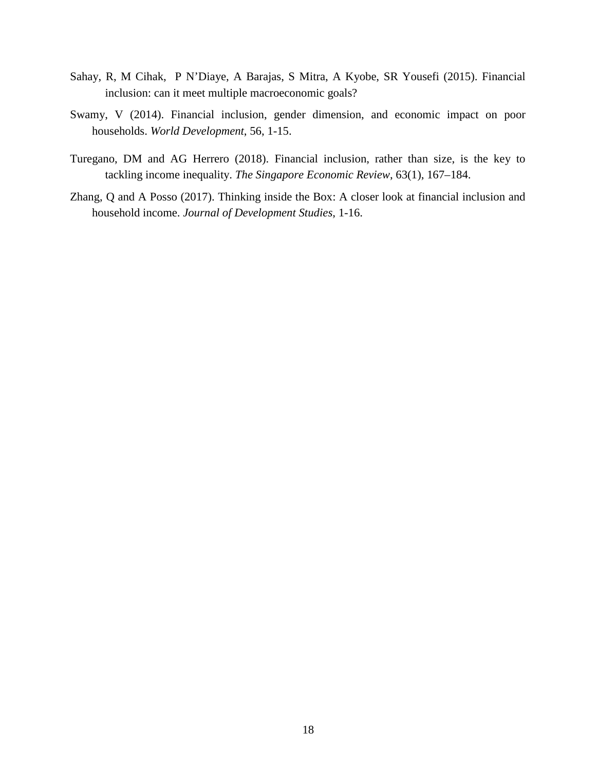Sahay, R, M Cihak, P N'Diaye, A Barajas, S Mitra, A Kyobe, SR Yousefi (2015). Financial inclusion: can it meet multiple macroeconomic goals?

Swamy, V (2014). Financial inclusion, gender dimension, and economic impact on poor households. *World Development*, 56, 1-15.

Turegano, DM and AG Herrero (2018). Financial inclusion, rather than size, is the key to tackling income inequality. *The Singapore Economic Review*, 63(1), 167–184.

Zhang, Q and A Posso (2017). Thinking inside the Box: A closer look at financial inclusion and household income. *Journal of Development Studies*, 1-16.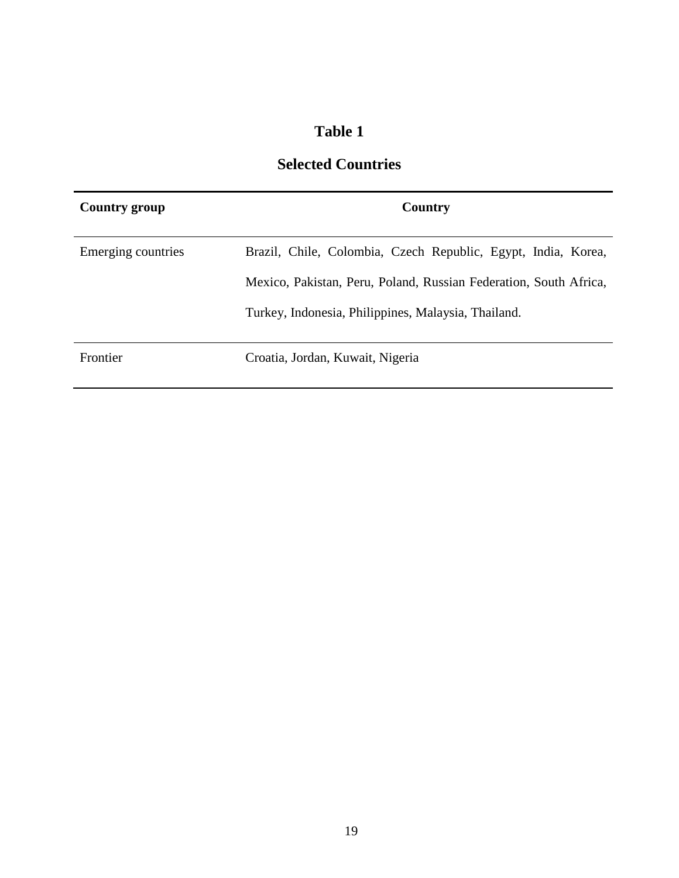# Table 1

## Selected Countries

| Country group | Country |
|---|---|
| Emerging countries | Brazil, Chile, Colombia, Czech Republic, Egypt, India, Korea, Mexico, Pakistan, Peru, Poland, Russian Federation, South Africa, Turkey, Indonesia, Philippines, Malaysia, Thailand. |
| Frontier | Croatia, Jordan, Kuwait, Nigeria |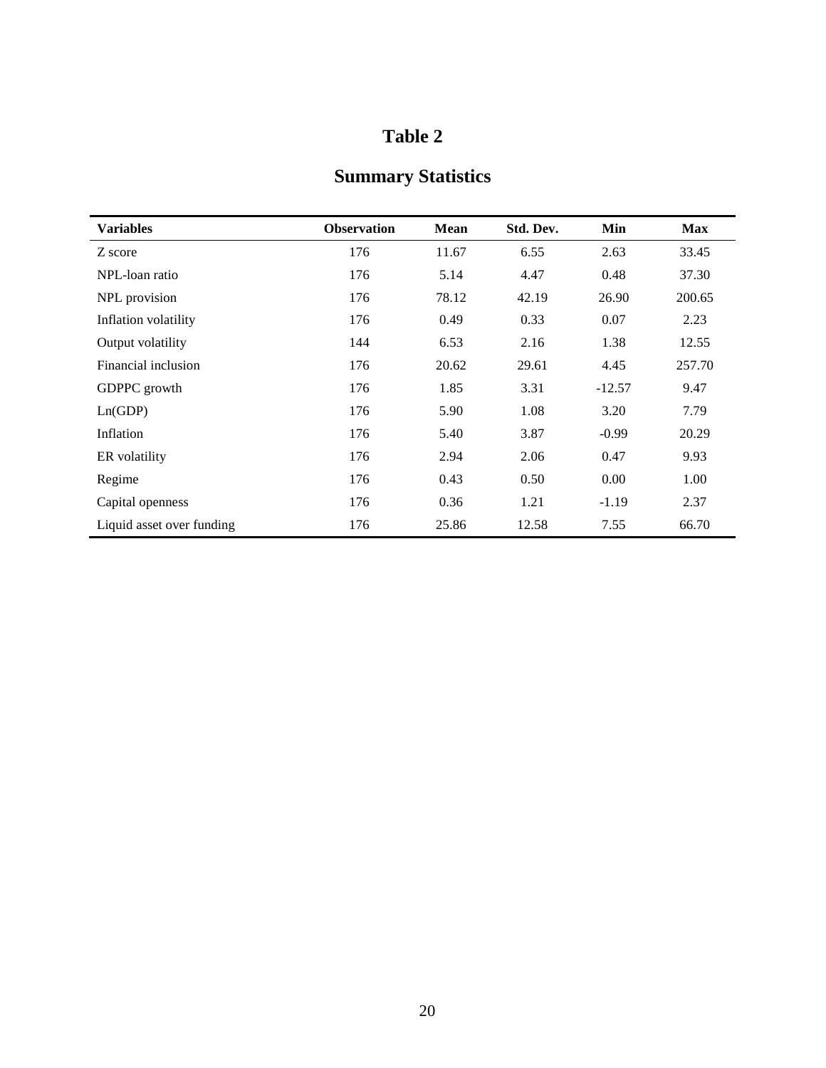# Table 2

## Summary Statistics

| Variables | Observation | Mean | Std. Dev. | Min | Max |
|---|---|---|---|---|---|
| Z score | 176 | 11.67 | 6.55 | 2.63 | 33.45 |
| NPL-loan ratio | 176 | 5.14 | 4.47 | 0.48 | 37.30 |
| NPL provision | 176 | 78.12 | 42.19 | 26.90 | 200.65 |
| Inflation volatility | 176 | 0.49 | 0.33 | 0.07 | 2.23 |
| Output volatility | 144 | 6.53 | 2.16 | 1.38 | 12.55 |
| Financial inclusion | 176 | 20.62 | 29.61 | 4.45 | 257.70 |
| GDPPC growth | 176 | 1.85 | 3.31 | -12.57 | 9.47 |
| Ln(GDP) | 176 | 5.90 | 1.08 | 3.20 | 7.79 |
| Inflation | 176 | 5.40 | 3.87 | -0.99 | 20.29 |
| ER volatility | 176 | 2.94 | 2.06 | 0.47 | 9.93 |
| Regime | 176 | 0.43 | 0.50 | 0.00 | 1.00 |
| Capital openness | 176 | 0.36 | 1.21 | -1.19 | 2.37 |
| Liquid asset over funding | 176 | 25.86 | 12.58 | 7.55 | 66.70 |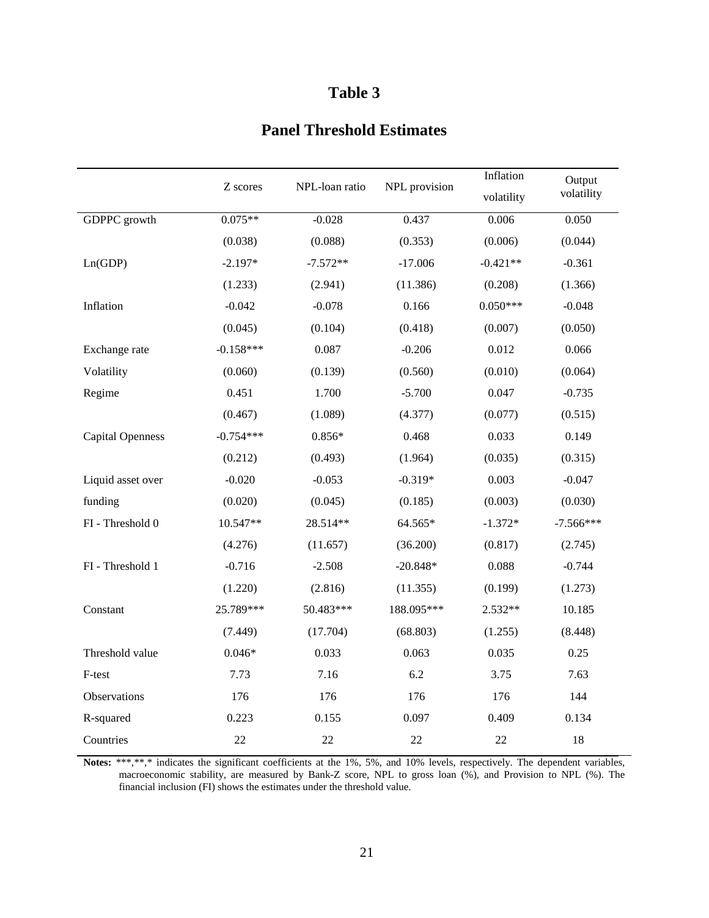# Table 3

## Panel Threshold Estimates

| | Z scores | NPL-loan ratio | NPL provision | Inflation volatility | Output volatility |
|---|---|---|---|---|---|
| GDPPC growth | 0.075** | -0.028 | 0.437 | 0.006 | 0.050 |
| | (0.038) | (0.088) | (0.353) | (0.006) | (0.044) |
| Ln(GDP) | -2.197* | -7.572** | -17.006 | -0.421** | -0.361 |
| | (1.233) | (2.941) | (11.386) | (0.208) | (1.366) |
| Inflation | -0.042 | -0.078 | 0.166 | 0.050*** | -0.048 |
| | (0.045) | (0.104) | (0.418) | (0.007) | (0.050) |
| Exchange rate | -0.158*** | 0.087 | -0.206 | 0.012 | 0.066 |
| Volatility | (0.060) | (0.139) | (0.560) | (0.010) | (0.064) |
| Regime | 0.451 | 1.700 | -5.700 | 0.047 | -0.735 |
| | (0.467) | (1.089) | (4.377) | (0.077) | (0.515) |
| Capital Openness | -0.754*** | 0.856* | 0.468 | 0.033 | 0.149 |
| | (0.212) | (0.493) | (1.964) | (0.035) | (0.315) |
| Liquid asset over | -0.020 | -0.053 | -0.319* | 0.003 | -0.047 |
| funding | (0.020) | (0.045) | (0.185) | (0.003) | (0.030) |
| FI - Threshold 0 | 10.547** | 28.514** | 64.565* | -1.372* | -7.566*** |
| | (4.276) | (11.657) | (36.200) | (0.817) | (2.745) |
| FI - Threshold 1 | -0.716 | -2.508 | -20.848* | 0.088 | -0.744 |
| | (1.220) | (2.816) | (11.355) | (0.199) | (1.273) |
| Constant | 25.789*** | 50.483*** | 188.095*** | 2.532** | 10.185 |
| | (7.449) | (17.704) | (68.803) | (1.255) | (8.448) |
| Threshold value | 0.046* | 0.033 | 0.063 | 0.035 | 0.25 |
| F-test | 7.73 | 7.16 | 6.2 | 3.75 | 7.63 |
| Observations | 176 | 176 | 176 | 176 | 144 |
| R-squared | 0.223 | 0.155 | 0.097 | 0.409 | 0.134 |
| Countries | 22 | 22 | 22 | 22 | 18 |

**Notes:** ***,**,* indicates the significant coefficients at the 1%, 5%, and 10% levels, respectively. The dependent variables, macroeconomic stability, are measured by Bank-Z score, NPL to gross loan (%), and Provision to NPL (%). The financial inclusion (FI) shows the estimates under the threshold value.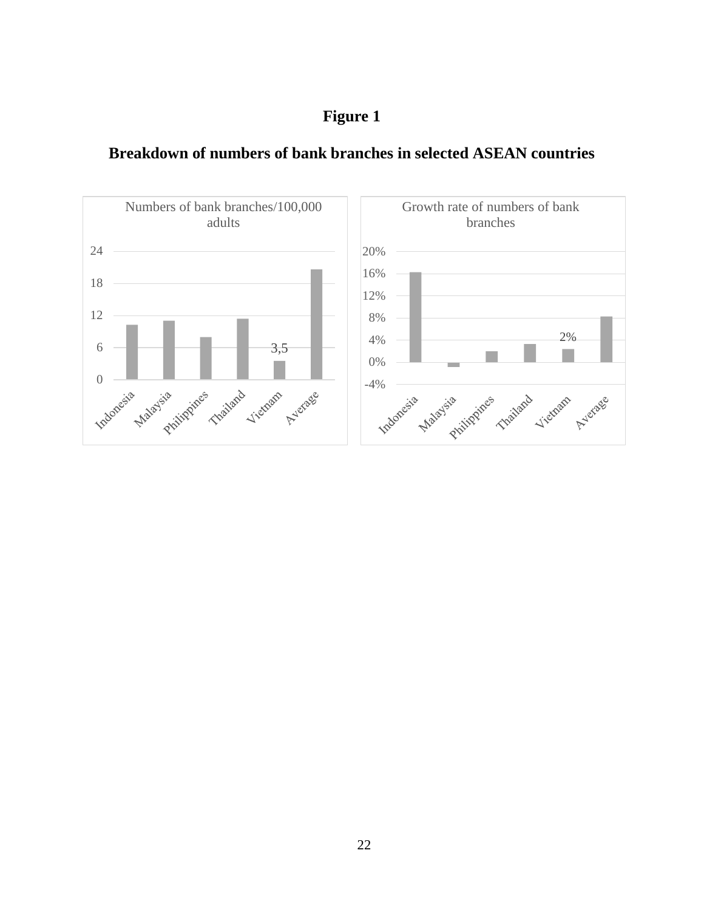**Figure 1**

**Breakdown of numbers of bank branches in selected ASEAN countries**

Numbers of bank branches/100,000 adults

24
18
12
6
0

3,5

Indonesia
Malaysia
Philippines
Thailand
Vietnam
Average

Growth rate of numbers of bank branches

20%
16%
12%
8%
4%
0%
-4%

2%

Indonesia
Malaysia
Philippines
Thailand
Vietnam
Average